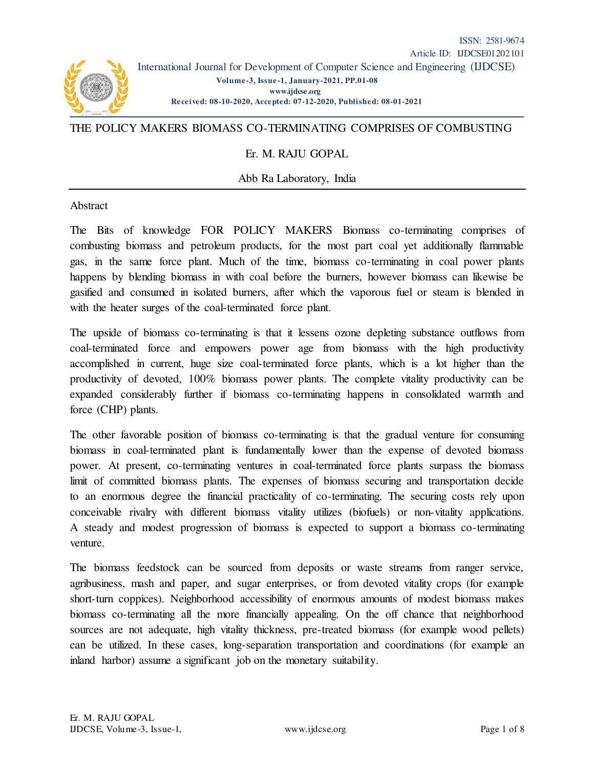ISSN: 2581-9674
Article ID: IJDCSE01202101

International Journal for Development of Computer Science and Engineering (IJDCSE)
**Volume-3, Issue-1, January-2021, PP.01-08**
**www.ijdcse.org**
**Received: 08-10-2020, Accepted: 07-12-2020, Published: 08-01-2021**

# THE POLICY MAKERS BIOMASS CO-TERMINATING COMPRISES OF COMBUSTING

Er. M. RAJU GOPAL

Abb Ra Laboratory, India

## Abstract

The Bits of knowledge FOR POLICY MAKERS Biomass co-terminating comprises of combusting biomass and petroleum products, for the most part coal yet additionally flammable gas, in the same force plant. Much of the time, biomass co-terminating in coal power plants happens by blending biomass in with coal before the burners, however biomass can likewise be gasified and consumed in isolated burners, after which the vaporous fuel or steam is blended in with the heater surges of the coal-terminated force plant.

The upside of biomass co-terminating is that it lessens ozone depleting substance outflows from coal-terminated force and empowers power age from biomass with the high productivity accomplished in current, huge size coal-terminated force plants, which is a lot higher than the productivity of devoted, 100% biomass power plants. The complete vitality productivity can be expanded considerably further if biomass co-terminating happens in consolidated warmth and force (CHP) plants.

The other favorable position of biomass co-terminating is that the gradual venture for consuming biomass in coal-terminated plant is fundamentally lower than the expense of devoted biomass power. At present, co-terminating ventures in coal-terminated force plants surpass the biomass limit of committed biomass plants. The expenses of biomass securing and transportation decide to an enormous degree the financial practicality of co-terminating. The securing costs rely upon conceivable rivalry with different biomass vitality utilizes (biofuels) or non-vitality applications. A steady and modest progression of biomass is expected to support a biomass co-terminating venture.

The biomass feedstock can be sourced from deposits or waste streams from ranger service, agribusiness, mash and paper, and sugar enterprises, or from devoted vitality crops (for example short-turn coppices). Neighborhood accessibility of enormous amounts of modest biomass makes biomass co-terminating all the more financially appealing. On the off chance that neighborhood sources are not adequate, high vitality thickness, pre-treated biomass (for example wood pellets) can be utilized. In these cases, long-separation transportation and coordinations (for example an inland harbor) assume a significant job on the monetary suitability.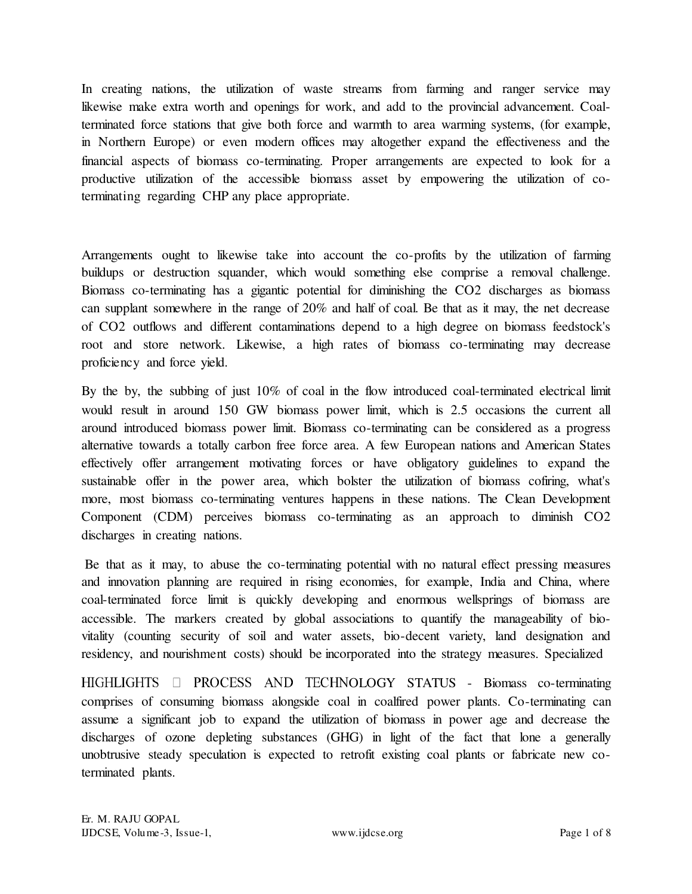In creating nations, the utilization of waste streams from farming and ranger service may likewise make extra worth and openings for work, and add to the provincial advancement. Coal-terminated force stations that give both force and warmth to area warming systems, (for example, in Northern Europe) or even modern offices may altogether expand the effectiveness and the financial aspects of biomass co-terminating. Proper arrangements are expected to look for a productive utilization of the accessible biomass asset by empowering the utilization of co-terminating regarding CHP any place appropriate.

Arrangements ought to likewise take into account the co-profits by the utilization of farming buildups or destruction squander, which would something else comprise a removal challenge. Biomass co-terminating has a gigantic potential for diminishing the $CO_2$ discharges as biomass can supplant somewhere in the range of 20% and half of coal. Be that as it may, the net decrease of $CO_2$ outflows and different contaminations depend to a high degree on biomass feedstock's root and store network. Likewise, a high rates of biomass co-terminating may decrease proficiency and force yield.

By the by, the subbing of just 10% of coal in the flow introduced coal-terminated electrical limit would result in around 150 GW biomass power limit, which is 2.5 occasions the current all around introduced biomass power limit. Biomass co-terminating can be considered as a progress alternative towards a totally carbon free force area. A few European nations and American States effectively offer arrangement motivating forces or have obligatory guidelines to expand the sustainable offer in the power area, which bolster the utilization of biomass cofiring, what's more, most biomass co-terminating ventures happens in these nations. The Clean Development Component (CDM) perceives biomass co-terminating as an approach to diminish $CO_2$ discharges in creating nations.

Be that as it may, to abuse the co-terminating potential with no natural effect pressing measures and innovation planning are required in rising economies, for example, India and China, where coal-terminated force limit is quickly developing and enormous wellsprings of biomass are accessible. The markers created by global associations to quantify the manageability of bio-vitality (counting security of soil and water assets, bio-decent variety, land designation and residency, and nourishment costs) should be incorporated into the strategy measures. Specialized

HIGHLIGHTS  PROCESS AND TECHNOLOGY STATUS - Biomass co-terminating comprises of consuming biomass alongside coal in coalfired power plants. Co-terminating can assume a significant job to expand the utilization of biomass in power age and decrease the discharges of ozone depleting substances (GHG) in light of the fact that lone a generally unobtrusive steady speculation is expected to retrofit existing coal plants or fabricate new co-terminated plants.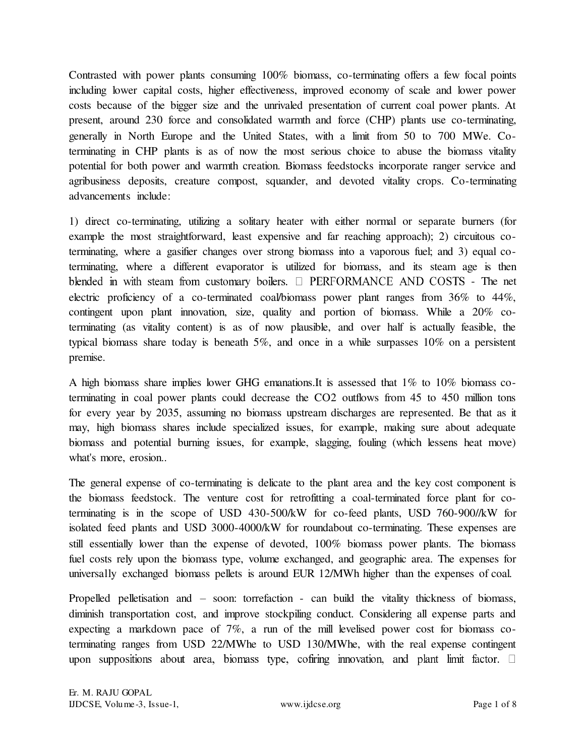Contrasted with power plants consuming 100% biomass, co-terminating offers a few focal points including lower capital costs, higher effectiveness, improved economy of scale and lower power costs because of the bigger size and the unrivaled presentation of current coal power plants. At present, around 230 force and consolidated warmth and force (CHP) plants use co-terminating, generally in North Europe and the United States, with a limit from 50 to 700 MWe. Co-terminating in CHP plants is as of now the most serious choice to abuse the biomass vitality potential for both power and warmth creation. Biomass feedstocks incorporate ranger service and agribusiness deposits, creature compost, squander, and devoted vitality crops. Co-terminating advancements include:

1) direct co-terminating, utilizing a solitary heater with either normal or separate burners (for example the most straightforward, least expensive and far reaching approach); 2) circuitous co-terminating, where a gasifier changes over strong biomass into a vaporous fuel; and 3) equal co-terminating, where a different evaporator is utilized for biomass, and its steam age is then blended in with steam from customary boilers.  PERFORMANCE AND COSTS - The net electric proficiency of a co-terminated coal/biomass power plant ranges from 36% to 44%, contingent upon plant innovation, size, quality and portion of biomass. While a 20% co-terminating (as vitality content) is as of now plausible, and over half is actually feasible, the typical biomass share today is beneath 5%, and once in a while surpasses 10% on a persistent premise.

A high biomass share implies lower GHG emanations.It is assessed that 1% to 10% biomass co-terminating in coal power plants could decrease the $CO_2$ outflows from 45 to 450 million tons for every year by 2035, assuming no biomass upstream discharges are represented. Be that as it may, high biomass shares include specialized issues, for example, making sure about adequate biomass and potential burning issues, for example, slagging, fouling (which lessens heat move) what's more, erosion..

The general expense of co-terminating is delicate to the plant area and the key cost component is the biomass feedstock. The venture cost for retrofitting a coal-terminated force plant for co-terminating is in the scope of USD 430-500/kW for co-feed plants, USD 760-900//kW for isolated feed plants and USD 3000-4000/kW for roundabout co-terminating. These expenses are still essentially lower than the expense of devoted, 100% biomass power plants. The biomass fuel costs rely upon the biomass type, volume exchanged, and geographic area. The expenses for universally exchanged biomass pellets is around EUR 12/MWh higher than the expenses of coal.

Propelled pelletisation and – soon: torrefaction - can build the vitality thickness of biomass, diminish transportation cost, and improve stockpiling conduct. Considering all expense parts and expecting a markdown pace of 7%, a run of the mill levelised power cost for biomass co-terminating ranges from USD 22/MWhe to USD 130/MWhe, with the real expense contingent upon suppositions about area, biomass type, cofiring innovation, and plant limit factor.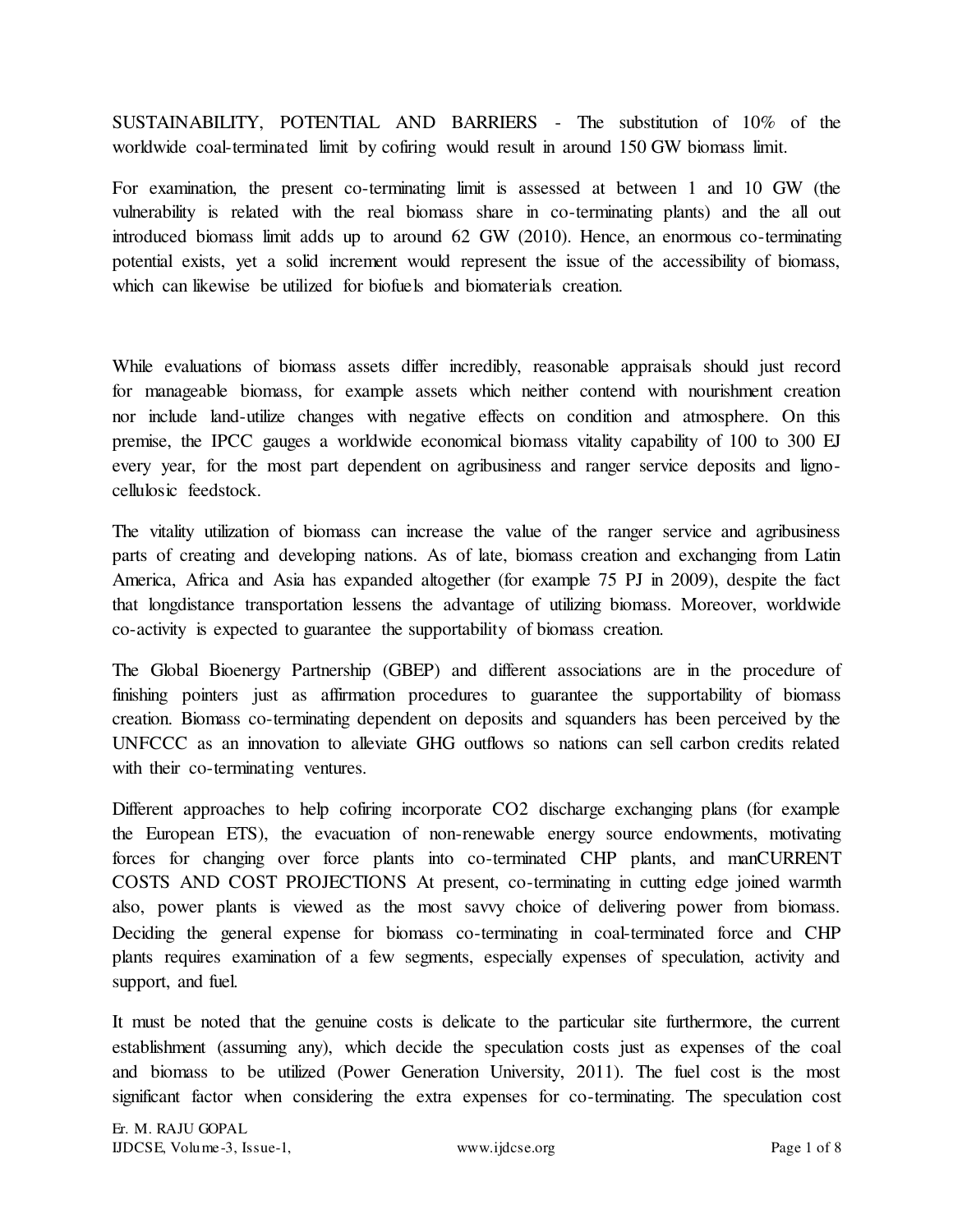SUSTAINABILITY, POTENTIAL AND BARRIERS - The substitution of 10% of the worldwide coal-terminated limit by cofiring would result in around 150 GW biomass limit.

For examination, the present co-terminating limit is assessed at between 1 and 10 GW (the vulnerability is related with the real biomass share in co-terminating plants) and the all out introduced biomass limit adds up to around 62 GW (2010). Hence, an enormous co-terminating potential exists, yet a solid increment would represent the issue of the accessibility of biomass, which can likewise be utilized for biofuels and biomaterials creation.

While evaluations of biomass assets differ incredibly, reasonable appraisals should just record for manageable biomass, for example assets which neither contend with nourishment creation nor include land-utilize changes with negative effects on condition and atmosphere. On this premise, the IPCC gauges a worldwide economical biomass vitality capability of 100 to 300 EJ every year, for the most part dependent on agribusiness and ranger service deposits and ligno-cellulosic feedstock.

The vitality utilization of biomass can increase the value of the ranger service and agribusiness parts of creating and developing nations. As of late, biomass creation and exchanging from Latin America, Africa and Asia has expanded altogether (for example 75 PJ in 2009), despite the fact that longdistance transportation lessens the advantage of utilizing biomass. Moreover, worldwide co-activity is expected to guarantee the supportability of biomass creation.

The Global Bioenergy Partnership (GBEP) and different associations are in the procedure of finishing pointers just as affirmation procedures to guarantee the supportability of biomass creation. Biomass co-terminating dependent on deposits and squanders has been perceived by the UNFCCC as an innovation to alleviate GHG outflows so nations can sell carbon credits related with their co-terminating ventures.

Different approaches to help cofiring incorporate $CO_2$ discharge exchanging plans (for example the European ETS), the evacuation of non-renewable energy source endowments, motivating forces for changing over force plants into co-terminated CHP plants, and manCURRENT COSTS AND COST PROJECTIONS At present, co-terminating in cutting edge joined warmth also, power plants is viewed as the most savvy choice of delivering power from biomass. Deciding the general expense for biomass co-terminating in coal-terminated force and CHP plants requires examination of a few segments, especially expenses of speculation, activity and support, and fuel.

It must be noted that the genuine costs is delicate to the particular site furthermore, the current establishment (assuming any), which decide the speculation costs just as expenses of the coal and biomass to be utilized (Power Generation University, 2011). The fuel cost is the most significant factor when considering the extra expenses for co-terminating. The speculation cost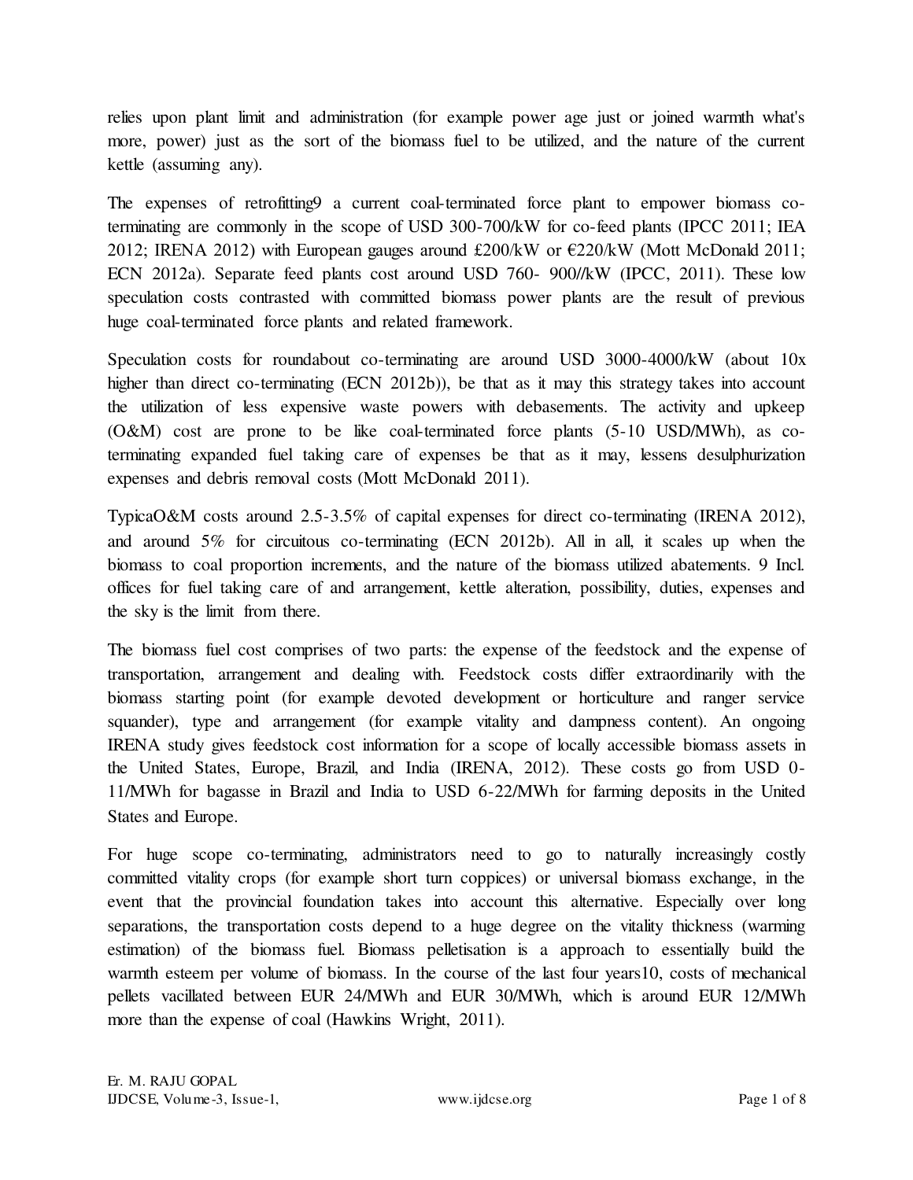relies upon plant limit and administration (for example power age just or joined warmth what's more, power) just as the sort of the biomass fuel to be utilized, and the nature of the current kettle (assuming any).

The expenses of retrofitting9 a current coal-terminated force plant to empower biomass co-terminating are commonly in the scope of USD 300-700/kW for co-feed plants (IPCC 2011; IEA 2012; IRENA 2012) with European gauges around £200/kW or €220/kW (Mott McDonald 2011; ECN 2012a). Separate feed plants cost around USD 760- 900//kW (IPCC, 2011). These low speculation costs contrasted with committed biomass power plants are the result of previous huge coal-terminated force plants and related framework.

Speculation costs for roundabout co-terminating are around USD 3000-4000/kW (about 10x higher than direct co-terminating (ECN 2012b)), be that as it may this strategy takes into account the utilization of less expensive waste powers with debasements. The activity and upkeep (O&M) cost are prone to be like coal-terminated force plants (5-10 USD/MWh), as co-terminating expanded fuel taking care of expenses be that as it may, lessens desulphurization expenses and debris removal costs (Mott McDonald 2011).

TypicaO&M costs around 2.5-3.5% of capital expenses for direct co-terminating (IRENA 2012), and around 5% for circuitous co-terminating (ECN 2012b). All in all, it scales up when the biomass to coal proportion increments, and the nature of the biomass utilized abatements. 9 Incl. offices for fuel taking care of and arrangement, kettle alteration, possibility, duties, expenses and the sky is the limit from there.

The biomass fuel cost comprises of two parts: the expense of the feedstock and the expense of transportation, arrangement and dealing with. Feedstock costs differ extraordinarily with the biomass starting point (for example devoted development or horticulture and ranger service squander), type and arrangement (for example vitality and dampness content). An ongoing IRENA study gives feedstock cost information for a scope of locally accessible biomass assets in the United States, Europe, Brazil, and India (IRENA, 2012). These costs go from USD 0-11/MWh for bagasse in Brazil and India to USD 6-22/MWh for farming deposits in the United States and Europe.

For huge scope co-terminating, administrators need to go to naturally increasingly costly committed vitality crops (for example short turn coppices) or universal biomass exchange, in the event that the provincial foundation takes into account this alternative. Especially over long separations, the transportation costs depend to a huge degree on the vitality thickness (warming estimation) of the biomass fuel. Biomass pelletisation is a approach to essentially build the warmth esteem per volume of biomass. In the course of the last four years10, costs of mechanical pellets vacillated between EUR 24/MWh and EUR 30/MWh, which is around EUR 12/MWh more than the expense of coal (Hawkins Wright, 2011).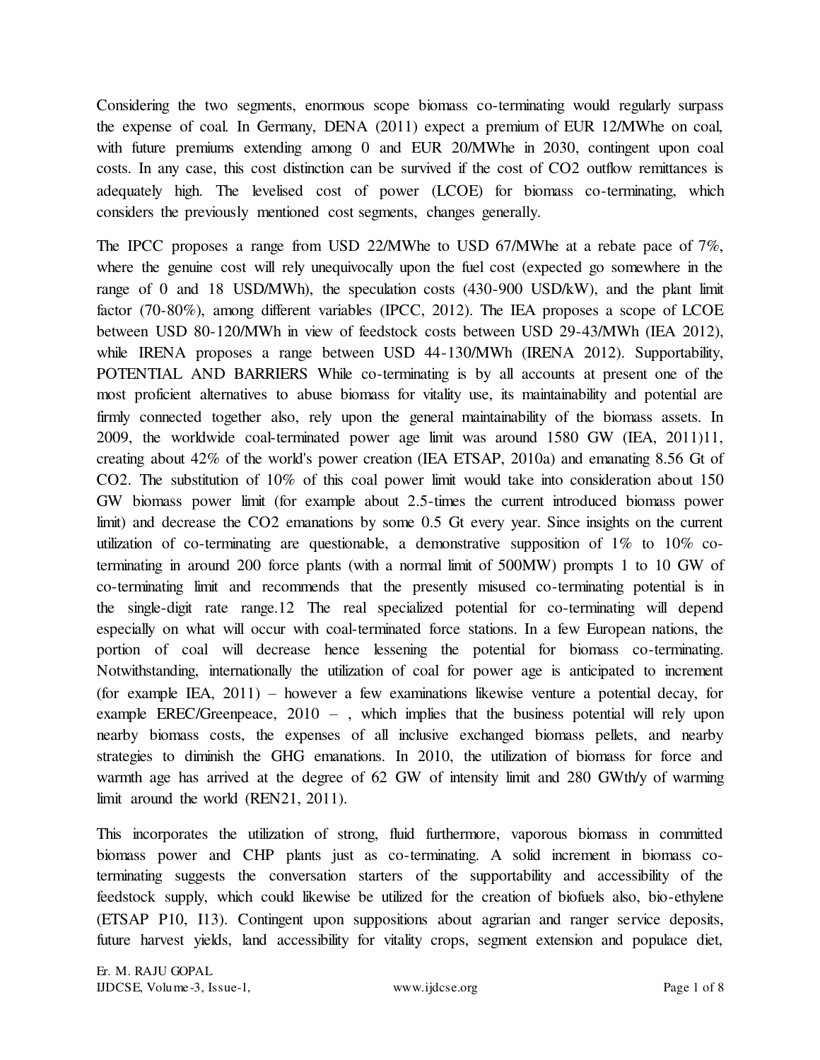Considering the two segments, enormous scope biomass co-terminating would regularly surpass the expense of coal. In Germany, DENA (2011) expect a premium of EUR 12/MWhe on coal, with future premiums extending among 0 and EUR 20/MWhe in 2030, contingent upon coal costs. In any case, this cost distinction can be survived if the cost of $CO_2$ outflow remittances is adequately high. The levelised cost of power (LCOE) for biomass co-terminating, which considers the previously mentioned cost segments, changes generally.

The IPCC proposes a range from USD 22/MWhe to USD 67/MWhe at a rebate pace of 7%, where the genuine cost will rely unequivocally upon the fuel cost (expected go somewhere in the range of 0 and 18 USD/MWh), the speculation costs (430-900 USD/kW), and the plant limit factor (70-80%), among different variables (IPCC, 2012). The IEA proposes a scope of LCOE between USD 80-120/MWh in view of feedstock costs between USD 29-43/MWh (IEA 2012), while IRENA proposes a range between USD 44-130/MWh (IRENA 2012). Supportability, POTENTIAL AND BARRIERS While co-terminating is by all accounts at present one of the most proficient alternatives to abuse biomass for vitality use, its maintainability and potential are firmly connected together also, rely upon the general maintainability of the biomass assets. In 2009, the worldwide coal-terminated power age limit was around 1580 GW (IEA, 2011)11, creating about 42% of the world's power creation (IEA ETSAP, 2010a) and emanating 8.56 Gt of $CO_2$. The substitution of 10% of this coal power limit would take into consideration about 150 GW biomass power limit (for example about 2.5-times the current introduced biomass power limit) and decrease the $CO_2$ emanations by some 0.5 Gt every year. Since insights on the current utilization of co-terminating are questionable, a demonstrative supposition of 1% to 10% co-terminating in around 200 force plants (with a normal limit of 500MW) prompts 1 to 10 GW of co-terminating limit and recommends that the presently misused co-terminating potential is in the single-digit rate range.12 The real specialized potential for co-terminating will depend especially on what will occur with coal-terminated force stations. In a few European nations, the portion of coal will decrease hence lessening the potential for biomass co-terminating. Notwithstanding, internationally the utilization of coal for power age is anticipated to increment (for example IEA, 2011) – however a few examinations likewise venture a potential decay, for example EREC/Greenpeace, 2010 – , which implies that the business potential will rely upon nearby biomass costs, the expenses of all inclusive exchanged biomass pellets, and nearby strategies to diminish the GHG emanations. In 2010, the utilization of biomass for force and warmth age has arrived at the degree of 62 GW of intensity limit and 280 GWth/y of warming limit around the world (REN21, 2011).

This incorporates the utilization of strong, fluid furthermore, vaporous biomass in committed biomass power and CHP plants just as co-terminating. A solid increment in biomass co-terminating suggests the conversation starters of the supportability and accessibility of the feedstock supply, which could likewise be utilized for the creation of biofuels also, bio-ethylene (ETSAP P10, I13). Contingent upon suppositions about agrarian and ranger service deposits, future harvest yields, land accessibility for vitality crops, segment extension and populace diet,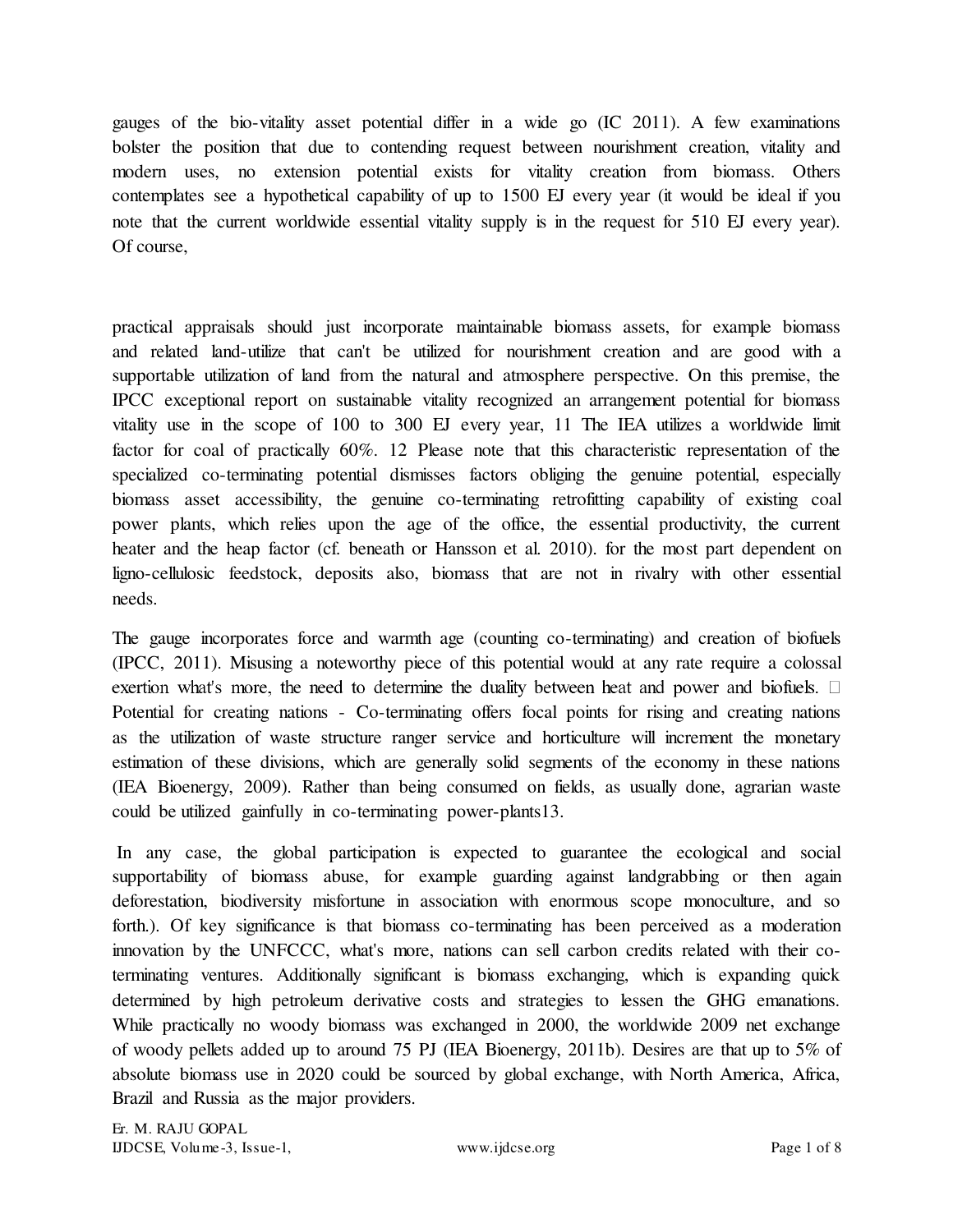gauges of the bio-vitality asset potential differ in a wide go (IC 2011). A few examinations bolster the position that due to contending request between nourishment creation, vitality and modern uses, no extension potential exists for vitality creation from biomass. Others contemplates see a hypothetical capability of up to 1500 EJ every year (it would be ideal if you note that the current worldwide essential vitality supply is in the request for 510 EJ every year). Of course,

practical appraisals should just incorporate maintainable biomass assets, for example biomass and related land-utilize that can't be utilized for nourishment creation and are good with a supportable utilization of land from the natural and atmosphere perspective. On this premise, the IPCC exceptional report on sustainable vitality recognized an arrangement potential for biomass vitality use in the scope of 100 to 300 EJ every year, 11 The IEA utilizes a worldwide limit factor for coal of practically 60%. 12 Please note that this characteristic representation of the specialized co-terminating potential dismisses factors obliging the genuine potential, especially biomass asset accessibility, the genuine co-terminating retrofitting capability of existing coal power plants, which relies upon the age of the office, the essential productivity, the current heater and the heap factor (cf. beneath or Hansson et al. 2010). for the most part dependent on ligno-cellulosic feedstock, deposits also, biomass that are not in rivalry with other essential needs.

The gauge incorporates force and warmth age (counting co-terminating) and creation of biofuels (IPCC, 2011). Misusing a noteworthy piece of this potential would at any rate require a colossal exertion what's more, the need to determine the duality between heat and power and biofuels. Potential for creating nations - Co-terminating offers focal points for rising and creating nations as the utilization of waste structure ranger service and horticulture will increment the monetary estimation of these divisions, which are generally solid segments of the economy in these nations (IEA Bioenergy, 2009). Rather than being consumed on fields, as usually done, agrarian waste could be utilized gainfully in co-terminating power-plants13.

In any case, the global participation is expected to guarantee the ecological and social supportability of biomass abuse, for example guarding against landgrabbing or then again deforestation, biodiversity misfortune in association with enormous scope monoculture, and so forth.). Of key significance is that biomass co-terminating has been perceived as a moderation innovation by the UNFCCC, what's more, nations can sell carbon credits related with their co-terminating ventures. Additionally significant is biomass exchanging, which is expanding quick determined by high petroleum derivative costs and strategies to lessen the GHG emanations. While practically no woody biomass was exchanged in 2000, the worldwide 2009 net exchange of woody pellets added up to around 75 PJ (IEA Bioenergy, 2011b). Desires are that up to 5% of absolute biomass use in 2020 could be sourced by global exchange, with North America, Africa, Brazil and Russia as the major providers.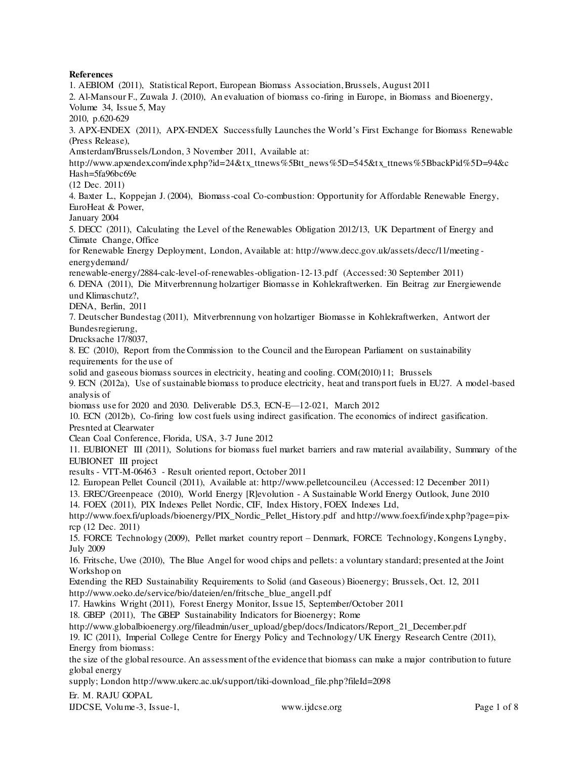**References**

1. AEBIOM (2011), Statistical Report, European Biomass Association, Brussels, August 2011
2. Al-Mansour F., Zuwala J. (2010), An evaluation of biomass co-firing in Europe, in Biomass and Bioenergy, Volume 34, Issue 5, May 2010, p.620-629
3. APX-ENDEX (2011), APX-ENDEX Successfully Launches the World's First Exchange for Biomass Renewable (Press Release), Amsterdam/Brussels/London, 3 November 2011, Available at: http://www.apxendex.com/index.php?id=24&tx_ttnews%5Btt_news%5D=545&tx_ttnews%5BbackPid%5D=94&cHash=5fa96bc69e (12 Dec. 2011)
4. Baxter L., Koppejan J. (2004), Biomass-coal Co-combustion: Opportunity for Affordable Renewable Energy, EuroHeat & Power, January 2004
5. DECC (2011), Calculating the Level of the Renewables Obligation 2012/13, UK Department of Energy and Climate Change, Office for Renewable Energy Deployment, London, Available at: http://www.decc.gov.uk/assets/decc/11/meeting-energydemand/renewable-energy/2884-calc-level-of-renewables-obligation-12-13.pdf (Accessed: 30 September 2011)
6. DENA (2011), Die Mitverbrennung holzartiger Biomasse in Kohlekraftwerken. Ein Beitrag zur Energiewende und Klimaschutz?, DENA, Berlin, 2011
7. Deutscher Bundestag (2011), Mitverbrennung von holzartiger Biomasse in Kohlekraftwerken, Antwort der Bundesregierung, Drucksache 17/8037,
8. EC (2010), Report from the Commission to the Council and the European Parliament on sustainability requirements for the use of solid and gaseous biomass sources in electricity, heating and cooling. COM(2010)11; Brussels
9. ECN (2012a), Use of sustainable biomass to produce electricity, heat and transport fuels in EU27. A model-based analysis of biomass use for 2020 and 2030. Deliverable D5.3, ECN-E—12-021, March 2012
10. ECN (2012b), Co-firing low cost fuels using indirect gasification. The economics of indirect gasification. Presnted at Clearwater Clean Coal Conference, Florida, USA, 3-7 June 2012
11. EUBIONET III (2011), Solutions for biomass fuel market barriers and raw material availability, Summary of the EUBIONET III project results - VTT-M-06463 - Result oriented report, October 2011
12. European Pellet Council (2011), Available at: http://www.pelletcouncil.eu (Accessed: 12 December 2011)
13. EREC/Greenpeace (2010), World Energy [R]evolution - A Sustainable World Energy Outlook, June 2010
14. FOEX (2011), PIX Indexes Pellet Nordic, CIF, Index History, FOEX Indexes Ltd, http://www.foex.fi/uploads/bioenergy/PIX_Nordic_Pellet_History.pdf and http://www.foex.fi/index.php?page=pix-rcp (12 Dec. 2011)
15. FORCE Technology (2009), Pellet market country report – Denmark, FORCE Technology, Kongens Lyngby, July 2009
16. Fritsche, Uwe (2010), The Blue Angel for wood chips and pellets: a voluntary standard; presented at the Joint Workshop on Extending the RED Sustainability Requirements to Solid (and Gaseous) Bioenergy; Brussels, Oct. 12, 2011 http://www.oeko.de/service/bio/dateien/en/fritsche_blue_angel1.pdf
17. Hawkins Wright (2011), Forest Energy Monitor, Issue 15, September/October 2011
18. GBEP (2011), The GBEP Sustainability Indicators for Bioenergy; Rome http://www.globalbioenergy.org/fileadmin/user_upload/gbep/docs/Indicators/Report_21_December.pdf
19. IC (2011), Imperial College Centre for Energy Policy and Technology/ UK Energy Research Centre (2011), Energy from biomass: the size of the global resource. An assessment of the evidence that biomass can make a major contribution to future global energy supply; London http://www.ukerc.ac.uk/support/tiki-download_file.php?fileId=2098